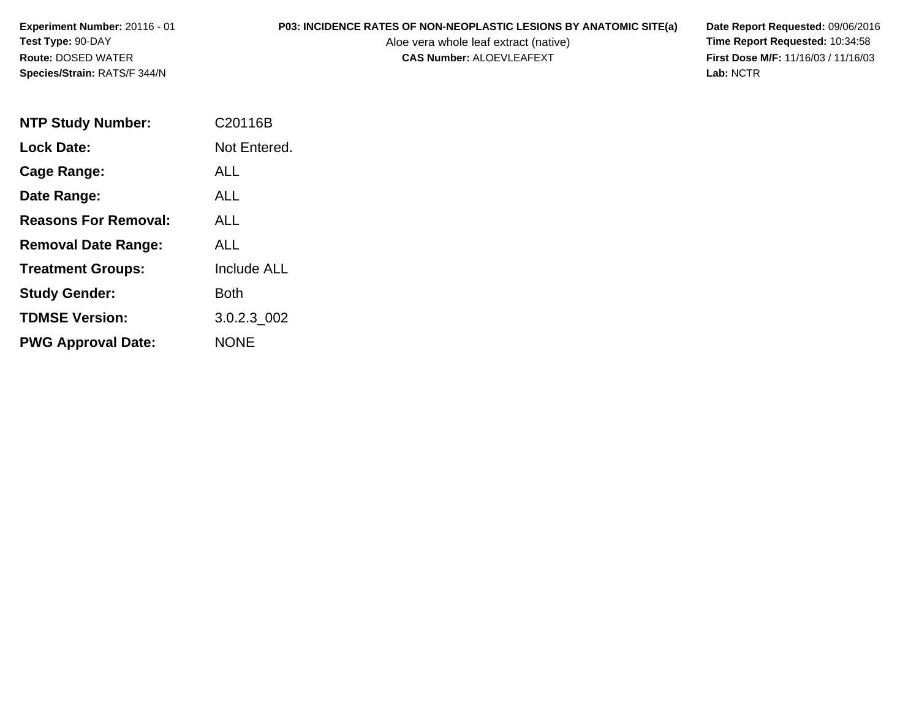**Experiment Number:** 20116 - 01
**Test Type:** 90-DAY
**Route:** DOSED WATER
**Species/Strain:** RATS/F 344/N

**P03: INCIDENCE RATES OF NON-NEOPLASTIC LESIONS BY ANATOMIC SITE(a)**
Aloe vera whole leaf extract (native)
**CAS Number:** ALOEVLEAFEXT

**Date Report Requested:** 09/06/2016
**Time Report Requested:** 10:34:58
**First Dose M/F:** 11/16/03 / 11/16/03
**Lab:** NCTR

| | |
|---|---|
| **NTP Study Number:** | C20116B |
| **Lock Date:** | Not Entered. |
| **Cage Range:** | ALL |
| **Date Range:** | ALL |
| **Reasons For Removal:** | ALL |
| **Removal Date Range:** | ALL |
| **Treatment Groups:** | Include ALL |
| **Study Gender:** | Both |
| **TDMSE Version:** | 3.0.2.3_002 |
| **PWG Approval Date:** | NONE |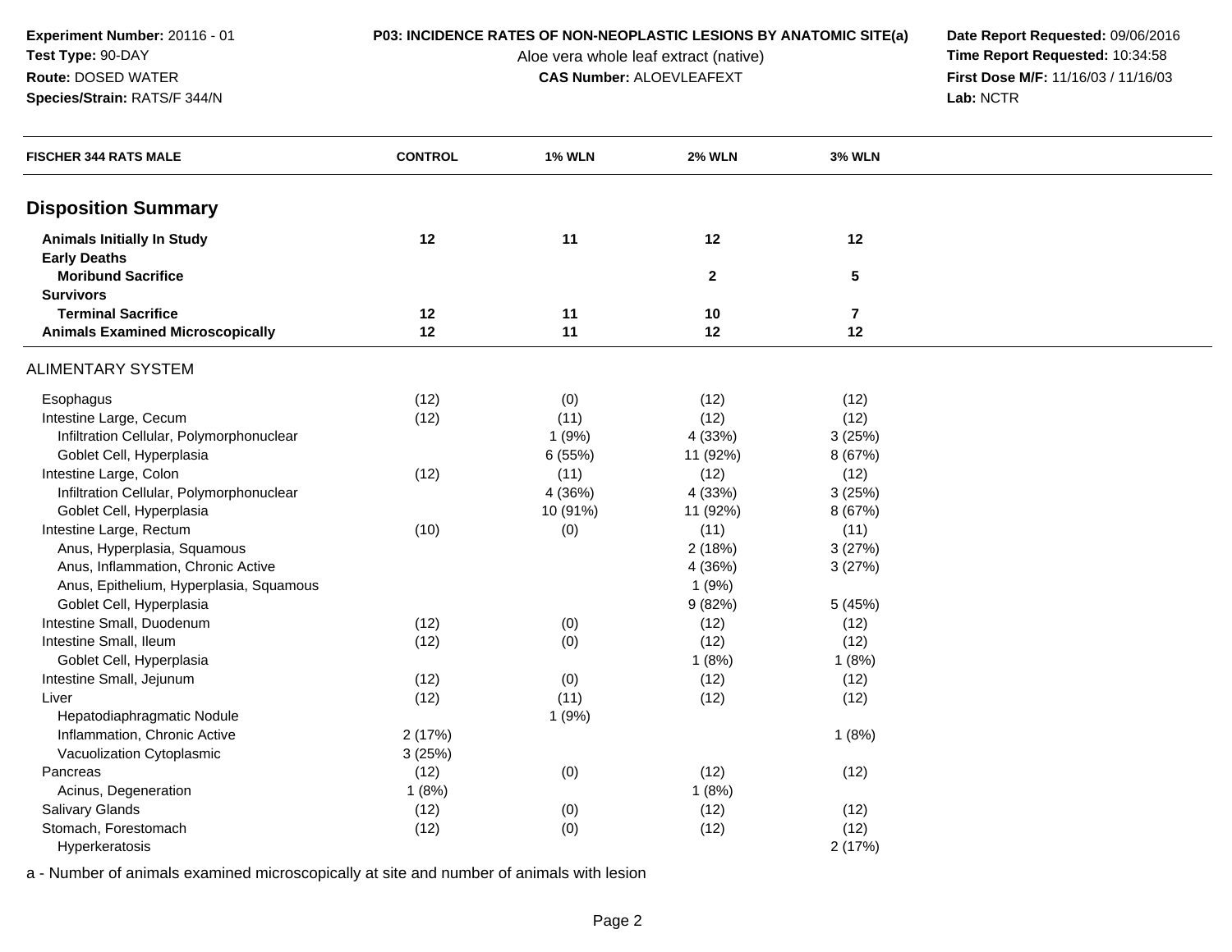**Experiment Number:** 20116 - 01
**Test Type:** 90-DAY
**Route:** DOSED WATER
**Species/Strain:** RATS/F 344/N

**P03: INCIDENCE RATES OF NON-NEOPLASTIC LESIONS BY ANATOMIC SITE(a)**
Aloe vera whole leaf extract (native)
**CAS Number:** ALOEVLEAFEXT

**Date Report Requested:** 09/06/2016
**Time Report Requested:** 10:34:58
**First Dose M/F:** 11/16/03 / 11/16/03
**Lab:** NCTR

| FISCHER 344 RATS MALE | CONTROL | 1% WLN | 2% WLN | 3% WLN |
|---|---|---|---|---|
| **Disposition Summary** | | | | |
| **Animals Initially In Study** | **12** | **11** | **12** | **12** |
| **Early Deaths** | | | | |
| **Moribund Sacrifice** | | | **2** | **5** |
| **Survivors** | | | | |
| **Terminal Sacrifice** | **12** | **11** | **10** | **7** |
| **Animals Examined Microscopically** | **12** | **11** | **12** | **12** |
| ALIMENTARY SYSTEM | | | | |
| Esophagus | (12) | (0) | (12) | (12) |
| Intestine Large, Cecum | (12) | (11) | (12) | (12) |
| Infiltration Cellular, Polymorphonuclear | | 1 (9%) | 4 (33%) | 3 (25%) |
| Goblet Cell, Hyperplasia | | 6 (55%) | 11 (92%) | 8 (67%) |
| Intestine Large, Colon | (12) | (11) | (12) | (12) |
| Infiltration Cellular, Polymorphonuclear | | 4 (36%) | 4 (33%) | 3 (25%) |
| Goblet Cell, Hyperplasia | | 10 (91%) | 11 (92%) | 8 (67%) |
| Intestine Large, Rectum | (10) | (0) | (11) | (11) |
| Anus, Hyperplasia, Squamous | | | 2 (18%) | 3 (27%) |
| Anus, Inflammation, Chronic Active | | | 4 (36%) | 3 (27%) |
| Anus, Epithelium, Hyperplasia, Squamous | | | 1 (9%) | |
| Goblet Cell, Hyperplasia | | | 9 (82%) | 5 (45%) |
| Intestine Small, Duodenum | (12) | (0) | (12) | (12) |
| Intestine Small, Ileum | (12) | (0) | (12) | (12) |
| Goblet Cell, Hyperplasia | | | 1 (8%) | 1 (8%) |
| Intestine Small, Jejunum | (12) | (0) | (12) | (12) |
| Liver | (12) | (11) | (12) | (12) |
| Hepatodiaphragmatic Nodule | | 1 (9%) | | |
| Inflammation, Chronic Active | 2 (17%) | | | 1 (8%) |
| Vacuolization Cytoplasmic | 3 (25%) | | | |
| Pancreas | (12) | (0) | (12) | (12) |
| Acinus, Degeneration | 1 (8%) | | 1 (8%) | |
| Salivary Glands | (12) | (0) | (12) | (12) |
| Stomach, Forestomach | (12) | (0) | (12) | (12) |
| Hyperkeratosis | | | | 2 (17%) |

a - Number of animals examined microscopically at site and number of animals with lesion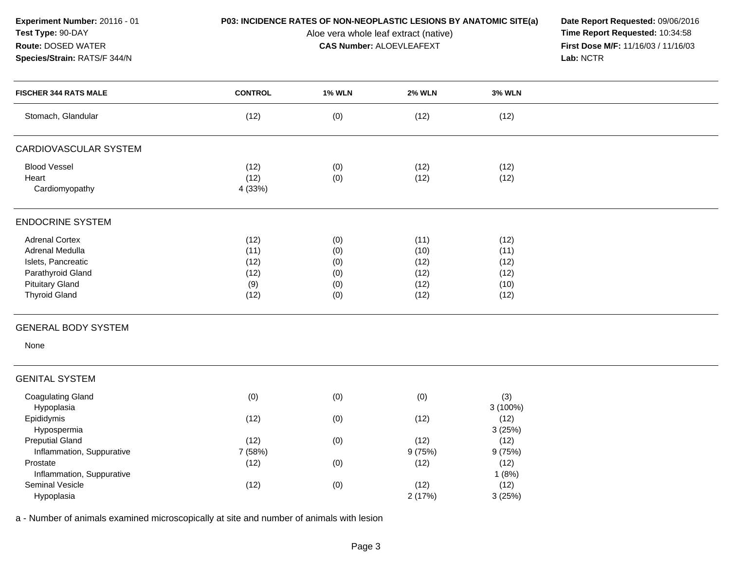**Experiment Number:** 20116 - 01
**Test Type:** 90-DAY
**Route:** DOSED WATER
**Species/Strain:** RATS/F 344/N

**P03: INCIDENCE RATES OF NON-NEOPLASTIC LESIONS BY ANATOMIC SITE(a)**
Aloe vera whole leaf extract (native)
**CAS Number:** ALOEVLEAFEXT

**Date Report Requested:** 09/06/2016
**Time Report Requested:** 10:34:58
**First Dose M/F:** 11/16/03 / 11/16/03
**Lab:** NCTR

| FISCHER 344 RATS MALE | CONTROL | 1% WLN | 2% WLN | 3% WLN |
|---|---|---|---|---|
| Stomach, Glandular | (12) | (0) | (12) | (12) |
| **CARDIOVASCULAR SYSTEM** | | | | |
| Blood Vessel | (12) | (0) | (12) | (12) |
| Heart | (12) | (0) | (12) | (12) |
| Cardiomyopathy | 4 (33%) | | | |
| **ENDOCRINE SYSTEM** | | | | |
| Adrenal Cortex | (12) | (0) | (11) | (12) |
| Adrenal Medulla | (11) | (0) | (10) | (11) |
| Islets, Pancreatic | (12) | (0) | (12) | (12) |
| Parathyroid Gland | (12) | (0) | (12) | (12) |
| Pituitary Gland | (9) | (0) | (12) | (10) |
| Thyroid Gland | (12) | (0) | (12) | (12) |
| **GENERAL BODY SYSTEM** | | | | |
| None | | | | |
| **GENITAL SYSTEM** | | | | |
| Coagulating Gland | (0) | (0) | (0) | (3) |
| Hypoplasia | | | | 3 (100%) |
| Epididymis | (12) | (0) | (12) | (12) |
| Hypospermia | | | | 3 (25%) |
| Preputial Gland | (12) | (0) | (12) | (12) |
| Inflammation, Suppurative | 7 (58%) | | 9 (75%) | 9 (75%) |
| Prostate | (12) | (0) | (12) | (12) |
| Inflammation, Suppurative | | | | 1 (8%) |
| Seminal Vesicle | (12) | (0) | (12) | (12) |
| Hypoplasia | | | 2 (17%) | 3 (25%) |

a - Number of animals examined microscopically at site and number of animals with lesion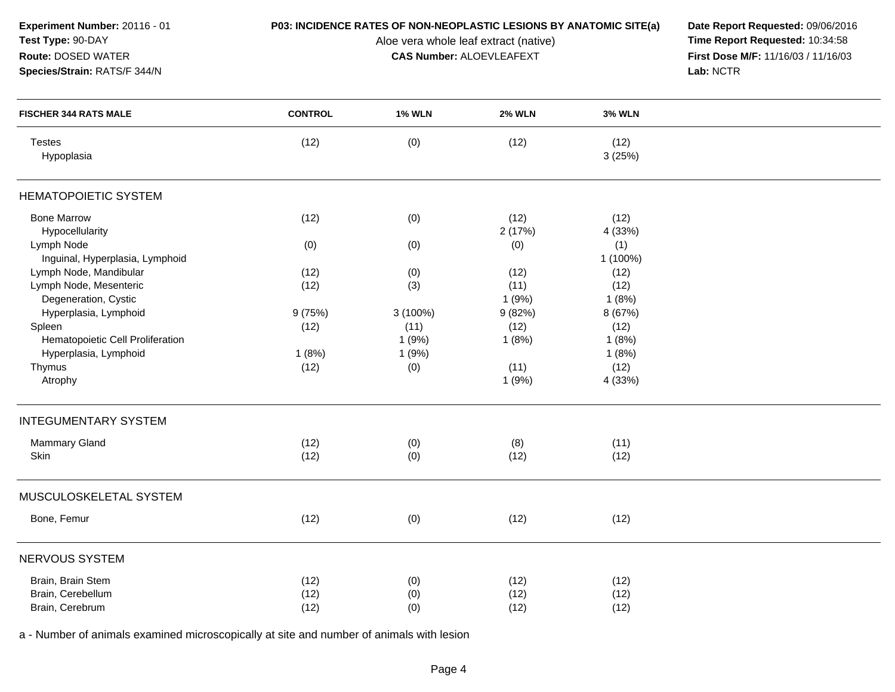**Experiment Number:** 20116 - 01
**Test Type:** 90-DAY
**Route:** DOSED WATER
**Species/Strain:** RATS/F 344/N

**P03: INCIDENCE RATES OF NON-NEOPLASTIC LESIONS BY ANATOMIC SITE(a)**
Aloe vera whole leaf extract (native)
**CAS Number:** ALOEVLEAFEXT

**Date Report Requested:** 09/06/2016
**Time Report Requested:** 10:34:58
**First Dose M/F:** 11/16/03 / 11/16/03
**Lab:** NCTR

| FISCHER 344 RATS MALE | CONTROL | 1% WLN | 2% WLN | 3% WLN |
|---|---|---|---|---|
| Testes | (12) | (0) | (12) | (12) |
| Hypoplasia | | | | 3 (25%) |
| **HEMATOPOIETIC SYSTEM** | | | | |
| Bone Marrow | (12) | (0) | (12) | (12) |
| Hypocellularity | | | 2 (17%) | 4 (33%) |
| Lymph Node | (0) | (0) | (0) | (1) |
| Inguinal, Hyperplasia, Lymphoid | | | | 1 (100%) |
| Lymph Node, Mandibular | (12) | (0) | (12) | (12) |
| Lymph Node, Mesenteric | (12) | (3) | (11) | (12) |
| Degeneration, Cystic | | | 1 (9%) | 1 (8%) |
| Hyperplasia, Lymphoid | 9 (75%) | 3 (100%) | 9 (82%) | 8 (67%) |
| Spleen | (12) | (11) | (12) | (12) |
| Hematopoietic Cell Proliferation | | 1 (9%) | 1 (8%) | 1 (8%) |
| Hyperplasia, Lymphoid | 1 (8%) | 1 (9%) | | 1 (8%) |
| Thymus | (12) | (0) | (11) | (12) |
| Atrophy | | | 1 (9%) | 4 (33%) |
| **INTEGUMENTARY SYSTEM** | | | | |
| Mammary Gland | (12) | (0) | (8) | (11) |
| Skin | (12) | (0) | (12) | (12) |
| **MUSCULOSKELETAL SYSTEM** | | | | |
| Bone, Femur | (12) | (0) | (12) | (12) |
| **NERVOUS SYSTEM** | | | | |
| Brain, Brain Stem | (12) | (0) | (12) | (12) |
| Brain, Cerebellum | (12) | (0) | (12) | (12) |
| Brain, Cerebrum | (12) | (0) | (12) | (12) |

a - Number of animals examined microscopically at site and number of animals with lesion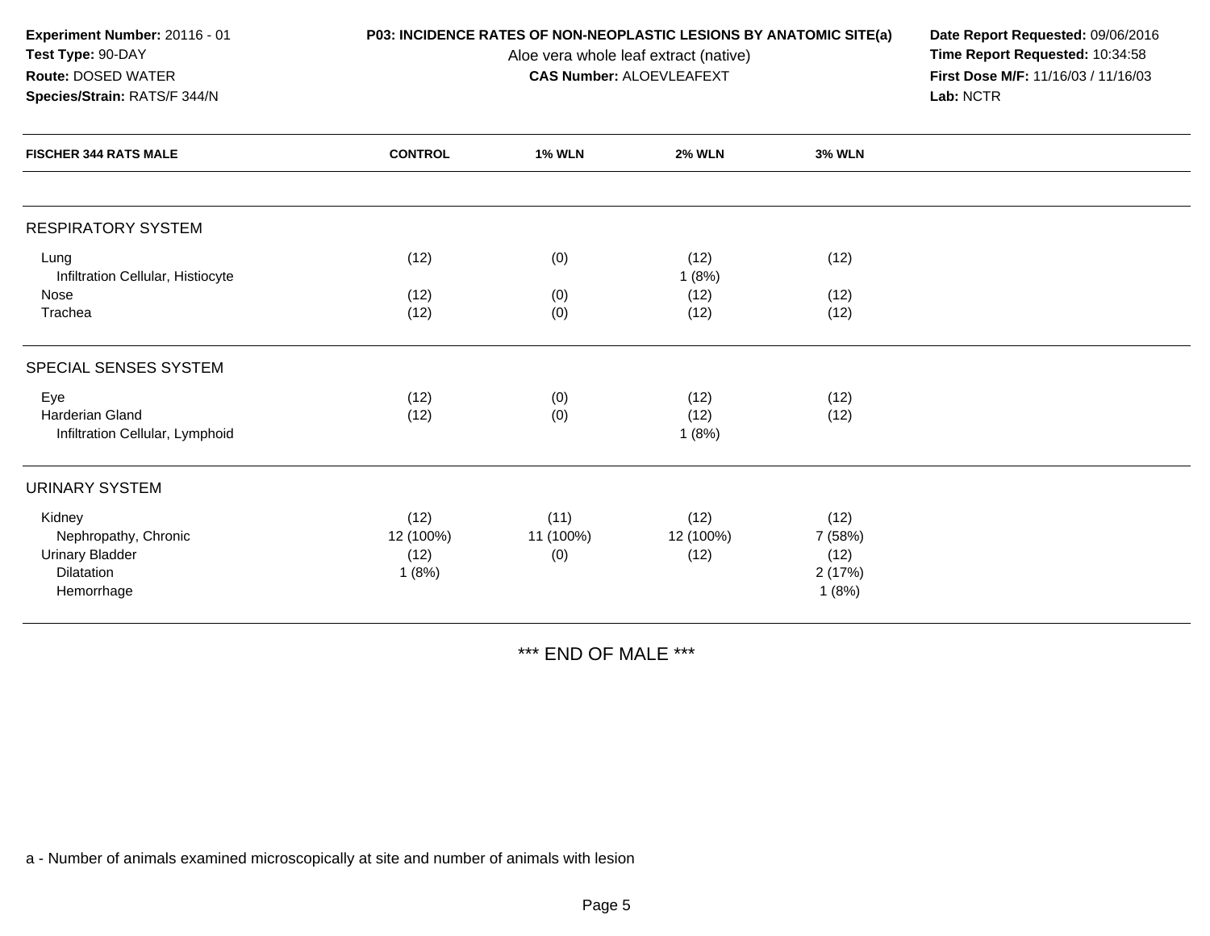**Experiment Number:** 20116 - 01
**Test Type:** 90-DAY
**Route:** DOSED WATER
**Species/Strain:** RATS/F 344/N

**P03: INCIDENCE RATES OF NON-NEOPLASTIC LESIONS BY ANATOMIC SITE(a)**
Aloe vera whole leaf extract (native)
**CAS Number:** ALOEVLEAFEXT

**Date Report Requested:** 09/06/2016
**Time Report Requested:** 10:34:58
**First Dose M/F:** 11/16/03 / 11/16/03
**Lab:** NCTR

| FISCHER 344 RATS MALE | CONTROL | 1% WLN | 2% WLN | 3% WLN |
|---|---|---|---|---|
| **RESPIRATORY SYSTEM** | | | | |
| Lung | (12) | (0) | (12) | (12) |
| Infiltration Cellular, Histiocyte | | | 1 (8%) | |
| Nose | (12) | (0) | (12) | (12) |
| Trachea | (12) | (0) | (12) | (12) |
| **SPECIAL SENSES SYSTEM** | | | | |
| Eye | (12) | (0) | (12) | (12) |
| Harderian Gland | (12) | (0) | (12) | (12) |
| Infiltration Cellular, Lymphoid | | | 1 (8%) | |
| **URINARY SYSTEM** | | | | |
| Kidney | (12) | (11) | (12) | (12) |
| Nephropathy, Chronic | 12 (100%) | 11 (100%) | 12 (100%) | 7 (58%) |
| Urinary Bladder | (12) | (0) | (12) | (12) |
| Dilatation | 1 (8%) | | | 2 (17%) |
| Hemorrhage | | | | 1 (8%) |

*** END OF MALE ***

a - Number of animals examined microscopically at site and number of animals with lesion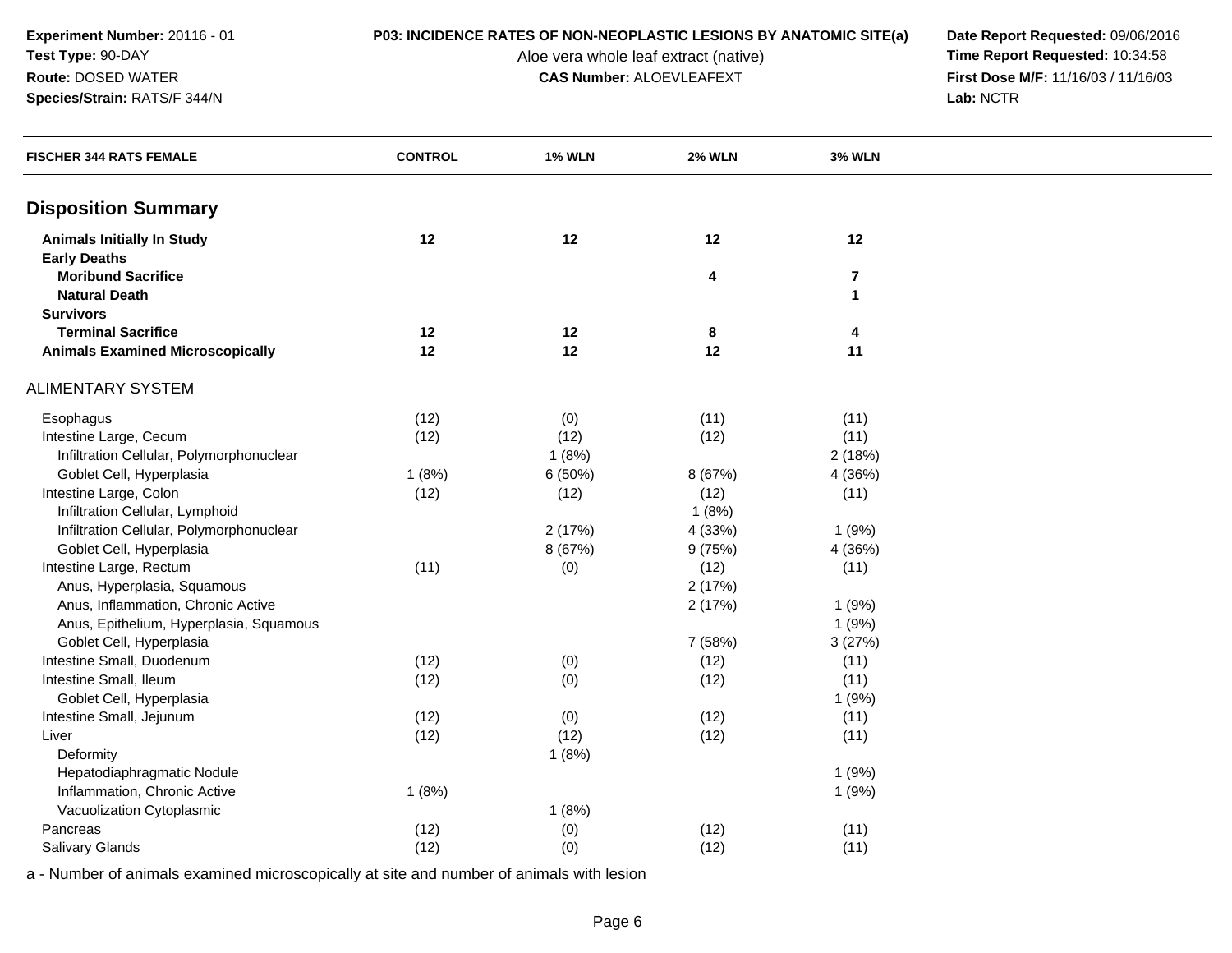**Experiment Number:** 20116 - 01
**Test Type:** 90-DAY
**Route:** DOSED WATER
**Species/Strain:** RATS/F 344/N

**P03: INCIDENCE RATES OF NON-NEOPLASTIC LESIONS BY ANATOMIC SITE(a)**
Aloe vera whole leaf extract (native)
**CAS Number:** ALOEVLEAFEXT

**Date Report Requested:** 09/06/2016
**Time Report Requested:** 10:34:58
**First Dose M/F:** 11/16/03 / 11/16/03
**Lab:** NCTR

| FISCHER 344 RATS FEMALE | CONTROL | 1% WLN | 2% WLN | 3% WLN |
|---|---|---|---|---|
| **Disposition Summary** | | | | |
| **Animals Initially In Study** | **12** | **12** | **12** | **12** |
| **Early Deaths** | | | | |
| **Moribund Sacrifice** | | | **4** | **7** |
| **Natural Death** | | | | **1** |
| **Survivors** | | | | |
| **Terminal Sacrifice** | **12** | **12** | **8** | **4** |
| **Animals Examined Microscopically** | **12** | **12** | **12** | **11** |
| ALIMENTARY SYSTEM | | | | |
| Esophagus | (12) | (0) | (11) | (11) |
| Intestine Large, Cecum | (12) | (12) | (12) | (11) |
| Infiltration Cellular, Polymorphonuclear | | 1 (8%) | | 2 (18%) |
| Goblet Cell, Hyperplasia | 1 (8%) | 6 (50%) | 8 (67%) | 4 (36%) |
| Intestine Large, Colon | (12) | (12) | (12) | (11) |
| Infiltration Cellular, Lymphoid | | | 1 (8%) | |
| Infiltration Cellular, Polymorphonuclear | | 2 (17%) | 4 (33%) | 1 (9%) |
| Goblet Cell, Hyperplasia | | 8 (67%) | 9 (75%) | 4 (36%) |
| Intestine Large, Rectum | (11) | (0) | (12) | (11) |
| Anus, Hyperplasia, Squamous | | | 2 (17%) | |
| Anus, Inflammation, Chronic Active | | | 2 (17%) | 1 (9%) |
| Anus, Epithelium, Hyperplasia, Squamous | | | | 1 (9%) |
| Goblet Cell, Hyperplasia | | | 7 (58%) | 3 (27%) |
| Intestine Small, Duodenum | (12) | (0) | (12) | (11) |
| Intestine Small, Ileum | (12) | (0) | (12) | (11) |
| Goblet Cell, Hyperplasia | | | | 1 (9%) |
| Intestine Small, Jejunum | (12) | (0) | (12) | (11) |
| Liver | (12) | (12) | (12) | (11) |
| Deformity | | 1 (8%) | | |
| Hepatodiaphragmatic Nodule | | | | 1 (9%) |
| Inflammation, Chronic Active | 1 (8%) | | | 1 (9%) |
| Vacuolization Cytoplasmic | | 1 (8%) | | |
| Pancreas | (12) | (0) | (12) | (11) |
| Salivary Glands | (12) | (0) | (12) | (11) |

a - Number of animals examined microscopically at site and number of animals with lesion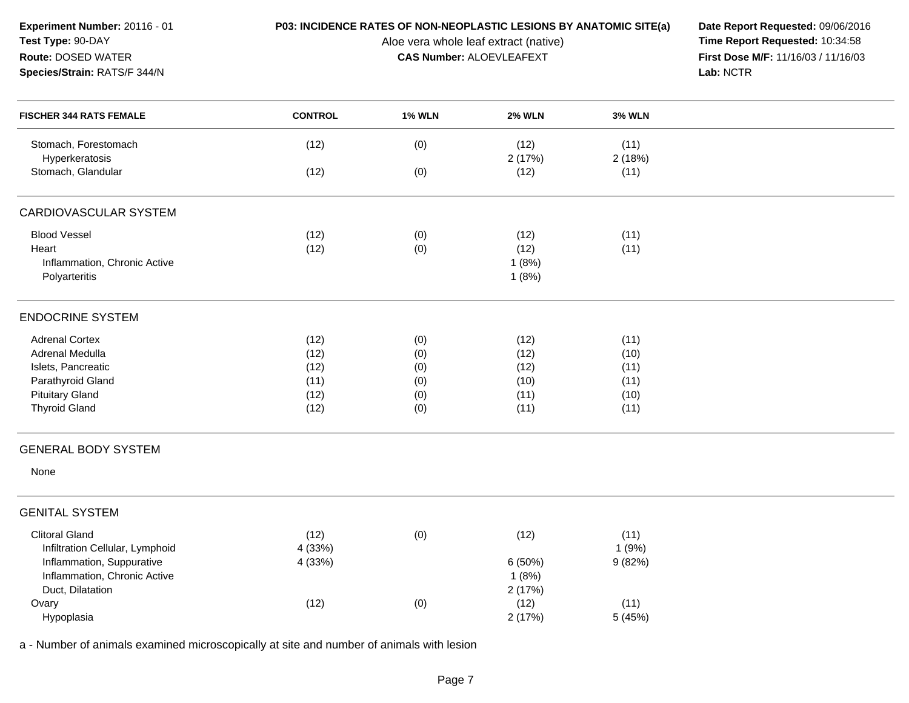**Experiment Number:** 20116 - 01
**Test Type:** 90-DAY
**Route:** DOSED WATER
**Species/Strain:** RATS/F 344/N

**P03: INCIDENCE RATES OF NON-NEOPLASTIC LESIONS BY ANATOMIC SITE(a)**
Aloe vera whole leaf extract (native)
**CAS Number:** ALOEVLEAFEXT

**Date Report Requested:** 09/06/2016
**Time Report Requested:** 10:34:58
**First Dose M/F:** 11/16/03 / 11/16/03
**Lab:** NCTR

| FISCHER 344 RATS FEMALE | CONTROL | 1% WLN | 2% WLN | 3% WLN |
|---|---|---|---|---|
| Stomach, Forestomach | (12) | (0) | (12) | (11) |
| Hyperkeratosis | | | 2 (17%) | 2 (18%) |
| Stomach, Glandular | (12) | (0) | (12) | (11) |
| **CARDIOVASCULAR SYSTEM** | | | | |
| Blood Vessel | (12) | (0) | (12) | (11) |
| Heart | (12) | (0) | (12) | (11) |
| Inflammation, Chronic Active | | | 1 (8%) | |
| Polyarteritis | | | 1 (8%) | |
| **ENDOCRINE SYSTEM** | | | | |
| Adrenal Cortex | (12) | (0) | (12) | (11) |
| Adrenal Medulla | (12) | (0) | (12) | (10) |
| Islets, Pancreatic | (12) | (0) | (12) | (11) |
| Parathyroid Gland | (11) | (0) | (10) | (11) |
| Pituitary Gland | (12) | (0) | (11) | (10) |
| Thyroid Gland | (12) | (0) | (11) | (11) |
| **GENERAL BODY SYSTEM** | | | | |
| None | | | | |
| **GENITAL SYSTEM** | | | | |
| Clitoral Gland | (12) | (0) | (12) | (11) |
| Infiltration Cellular, Lymphoid | 4 (33%) | | | 1 (9%) |
| Inflammation, Suppurative | 4 (33%) | | 6 (50%) | 9 (82%) |
| Inflammation, Chronic Active | | | 1 (8%) | |
| Duct, Dilatation | | | 2 (17%) | |
| Ovary | (12) | (0) | (12) | (11) |
| Hypoplasia | | | 2 (17%) | 5 (45%) |

a - Number of animals examined microscopically at site and number of animals with lesion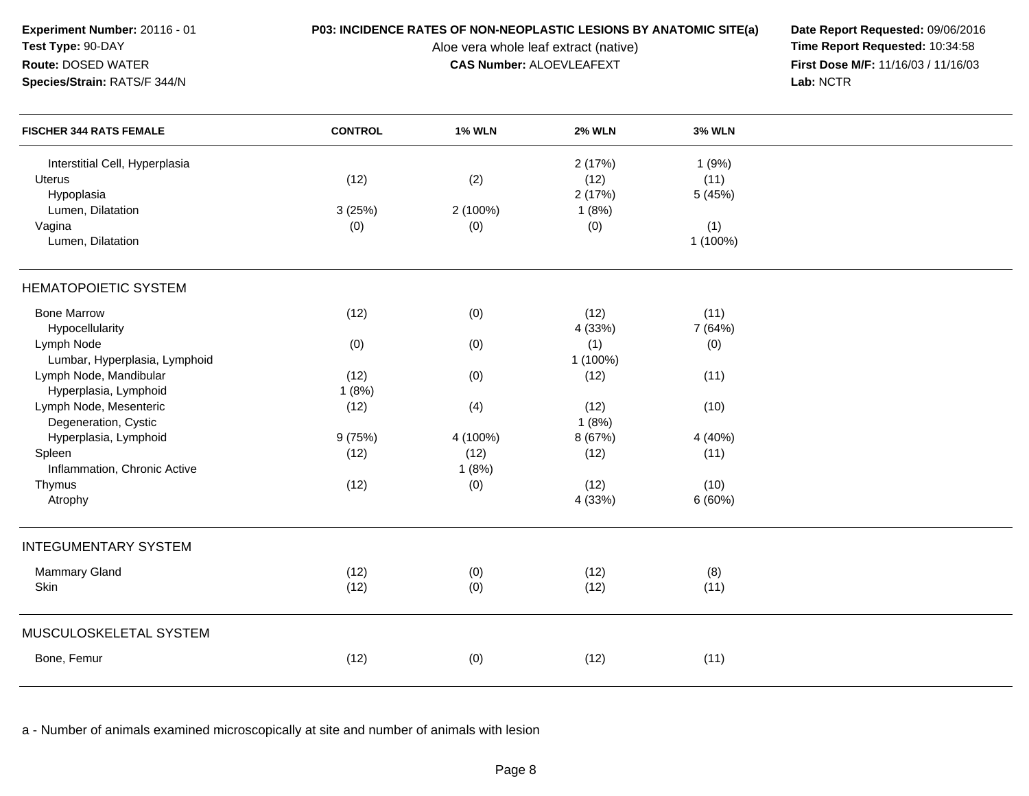**Experiment Number:** 20116 - 01
**Test Type:** 90-DAY
**Route:** DOSED WATER
**Species/Strain:** RATS/F 344/N

**P03: INCIDENCE RATES OF NON-NEOPLASTIC LESIONS BY ANATOMIC SITE(a)**
Aloe vera whole leaf extract (native)
**CAS Number:** ALOEVLEAFEXT

**Date Report Requested:** 09/06/2016
**Time Report Requested:** 10:34:58
**First Dose M/F:** 11/16/03 / 11/16/03
**Lab:** NCTR

| FISCHER 344 RATS FEMALE | CONTROL | 1% WLN | 2% WLN | 3% WLN |
|---|---|---|---|---|
| Interstitial Cell, Hyperplasia | | | 2 (17%) | 1 (9%) |
| Uterus | (12) | (2) | (12) | (11) |
| Hypoplasia | | | 2 (17%) | 5 (45%) |
| Lumen, Dilatation | 3 (25%) | 2 (100%) | 1 (8%) | |
| Vagina | (0) | (0) | (0) | (1) |
| Lumen, Dilatation | | | | 1 (100%) |
| **HEMATOPOIETIC SYSTEM** | | | | |
| Bone Marrow | (12) | (0) | (12) | (11) |
| Hypocellularity | | | 4 (33%) | 7 (64%) |
| Lymph Node | (0) | (0) | (1) | (0) |
| Lumbar, Hyperplasia, Lymphoid | | | 1 (100%) | |
| Lymph Node, Mandibular | (12) | (0) | (12) | (11) |
| Hyperplasia, Lymphoid | 1 (8%) | | | |
| Lymph Node, Mesenteric | (12) | (4) | (12) | (10) |
| Degeneration, Cystic | | | 1 (8%) | |
| Hyperplasia, Lymphoid | 9 (75%) | 4 (100%) | 8 (67%) | 4 (40%) |
| Spleen | (12) | (12) | (12) | (11) |
| Inflammation, Chronic Active | | 1 (8%) | | |
| Thymus | (12) | (0) | (12) | (10) |
| Atrophy | | | 4 (33%) | 6 (60%) |
| **INTEGUMENTARY SYSTEM** | | | | |
| Mammary Gland | (12) | (0) | (12) | (8) |
| Skin | (12) | (0) | (12) | (11) |
| **MUSCULOSKELETAL SYSTEM** | | | | |
| Bone, Femur | (12) | (0) | (12) | (11) |

a - Number of animals examined microscopically at site and number of animals with lesion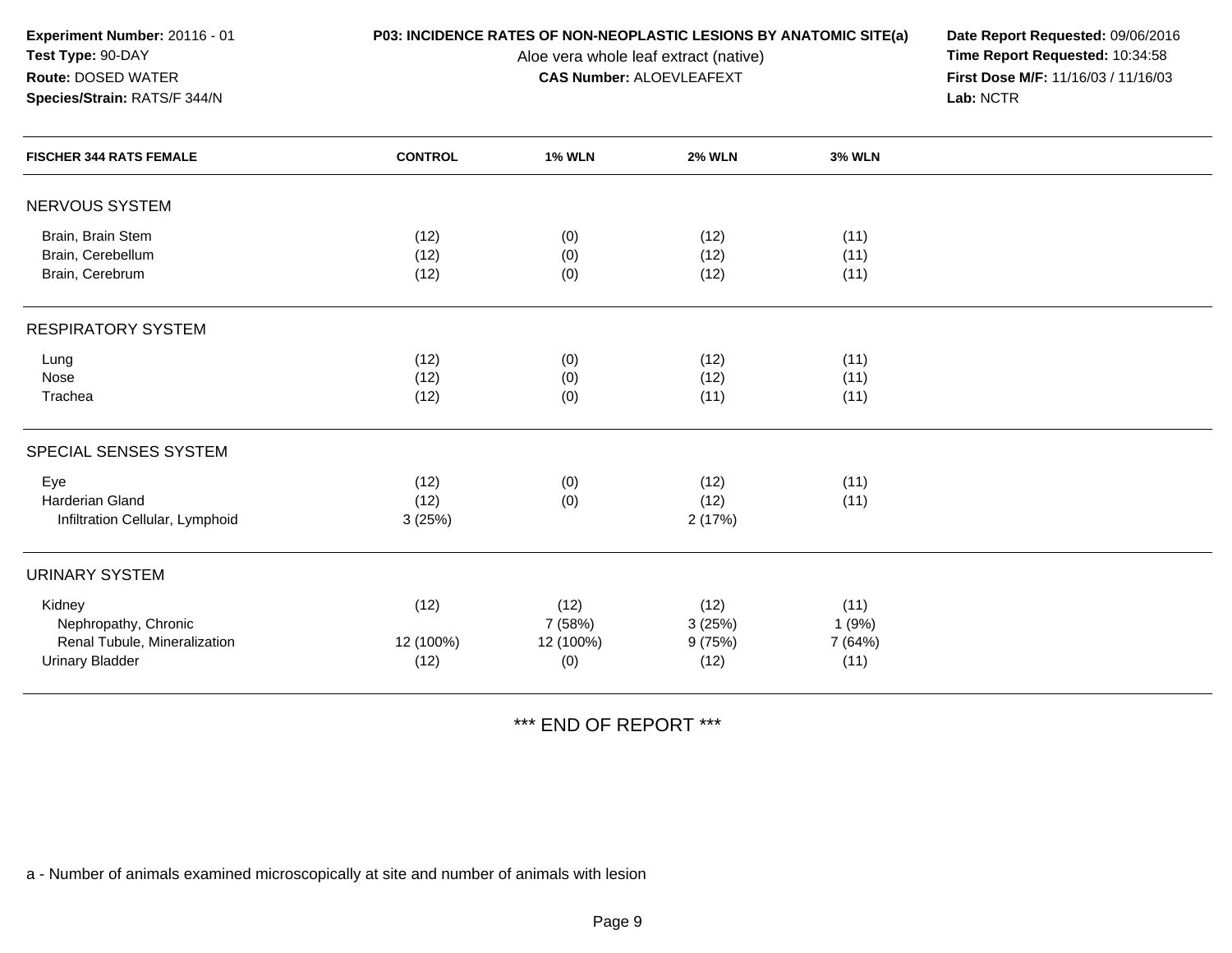**Experiment Number:** 20116 - 01
**Test Type:** 90-DAY
**Route:** DOSED WATER
**Species/Strain:** RATS/F 344/N

**P03: INCIDENCE RATES OF NON-NEOPLASTIC LESIONS BY ANATOMIC SITE(a)**
Aloe vera whole leaf extract (native)
**CAS Number:** ALOEVLEAFEXT

**Date Report Requested:** 09/06/2016
**Time Report Requested:** 10:34:58
**First Dose M/F:** 11/16/03 / 11/16/03
**Lab:** NCTR

| FISCHER 344 RATS FEMALE | CONTROL | 1% WLN | 2% WLN | 3% WLN |
|---|---|---|---|---|
| NERVOUS SYSTEM | | | | |
| Brain, Brain Stem | (12) | (0) | (12) | (11) |
| Brain, Cerebellum | (12) | (0) | (12) | (11) |
| Brain, Cerebrum | (12) | (0) | (12) | (11) |
| RESPIRATORY SYSTEM | | | | |
| Lung | (12) | (0) | (12) | (11) |
| Nose | (12) | (0) | (12) | (11) |
| Trachea | (12) | (0) | (11) | (11) |
| SPECIAL SENSES SYSTEM | | | | |
| Eye | (12) | (0) | (12) | (11) |
| Harderian Gland | (12) | (0) | (12) | (11) |
| Infiltration Cellular, Lymphoid | 3 (25%) | | 2 (17%) | |
| URINARY SYSTEM | | | | |
| Kidney | (12) | (12) | (12) | (11) |
| Nephropathy, Chronic | | 7 (58%) | 3 (25%) | 1 (9%) |
| Renal Tubule, Mineralization | 12 (100%) | 12 (100%) | 9 (75%) | 7 (64%) |
| Urinary Bladder | (12) | (0) | (12) | (11) |

*** END OF REPORT ***

a - Number of animals examined microscopically at site and number of animals with lesion